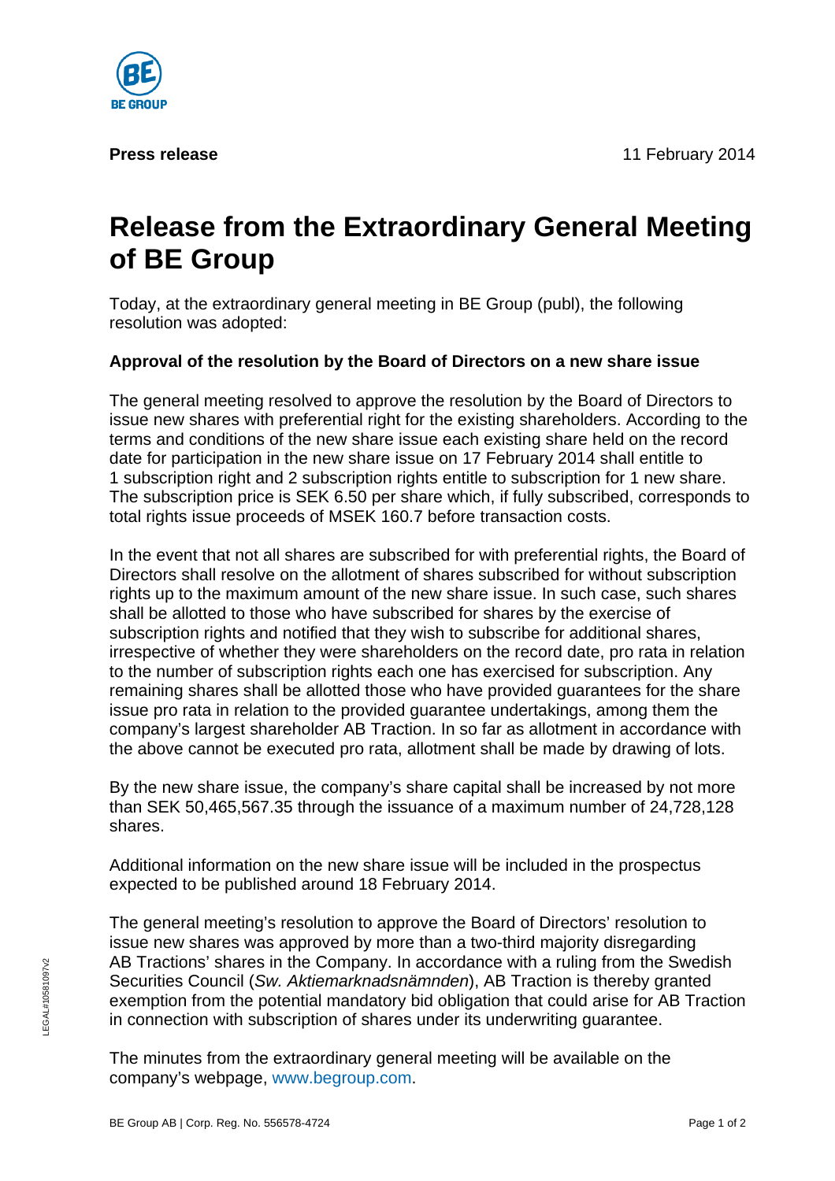**Press release** 11 February 2014

# Release from the Extraordinary General Meeting of BE Group

Today, at the extraordinary general meeting in BE Group (publ), the following resolution was adopted:

**Approval of the resolution by the Board of Directors on a new share issue**

The general meeting resolved to approve the resolution by the Board of Directors to issue new shares with preferential right for the existing shareholders. According to the terms and conditions of the new share issue each existing share held on the record date for participation in the new share issue on 17 February 2014 shall entitle to 1 subscription right and 2 subscription rights entitle to subscription for 1 new share. The subscription price is SEK 6.50 per share which, if fully subscribed, corresponds to total rights issue proceeds of MSEK 160.7 before transaction costs.

In the event that not all shares are subscribed for with preferential rights, the Board of Directors shall resolve on the allotment of shares subscribed for without subscription rights up to the maximum amount of the new share issue. In such case, such shares shall be allotted to those who have subscribed for shares by the exercise of subscription rights and notified that they wish to subscribe for additional shares, irrespective of whether they were shareholders on the record date, pro rata in relation to the number of subscription rights each one has exercised for subscription. Any remaining shares shall be allotted those who have provided guarantees for the share issue pro rata in relation to the provided guarantee undertakings, among them the company's largest shareholder AB Traction. In so far as allotment in accordance with the above cannot be executed pro rata, allotment shall be made by drawing of lots.

By the new share issue, the company's share capital shall be increased by not more than SEK 50,465,567.35 through the issuance of a maximum number of 24,728,128 shares.

Additional information on the new share issue will be included in the prospectus expected to be published around 18 February 2014.

The general meeting's resolution to approve the Board of Directors' resolution to issue new shares was approved by more than a two-third majority disregarding AB Tractions' shares in the Company. In accordance with a ruling from the Swedish Securities Council (*Sw. Aktiemarknadsnämnden*), AB Traction is thereby granted exemption from the potential mandatory bid obligation that could arise for AB Traction in connection with subscription of shares under its underwriting guarantee.

The minutes from the extraordinary general meeting will be available on the company's webpage, www.begroup.com.

BE Group AB | Corp. Reg. No. 556578-4724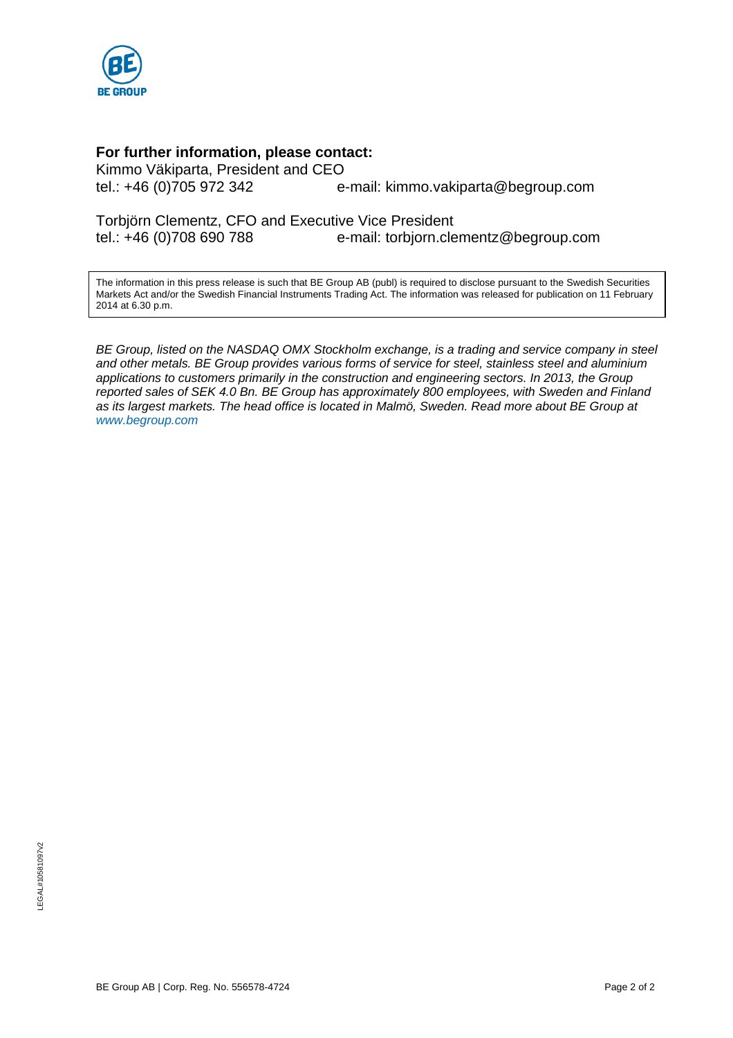**For further information, please contact:**

Kimmo Väkiparta, President and CEO
tel.: +46 (0)705 972 342 e-mail: kimmo.vakiparta@begroup.com

Torbjörn Clementz, CFO and Executive Vice President
tel.: +46 (0)708 690 788 e-mail: torbjorn.clementz@begroup.com

The information in this press release is such that BE Group AB (publ) is required to disclose pursuant to the Swedish Securities Markets Act and/or the Swedish Financial Instruments Trading Act. The information was released for publication on 11 February 2014 at 6.30 p.m.

*BE Group, listed on the NASDAQ OMX Stockholm exchange, is a trading and service company in steel and other metals. BE Group provides various forms of service for steel, stainless steel and aluminium applications to customers primarily in the construction and engineering sectors. In 2013, the Group reported sales of SEK 4.0 Bn. BE Group has approximately 800 employees, with Sweden and Finland as its largest markets. The head office is located in Malmö, Sweden. Read more about BE Group at www.begroup.com*

LEGAL#10581097v2

BE Group AB | Corp. Reg. No. 556578-4724